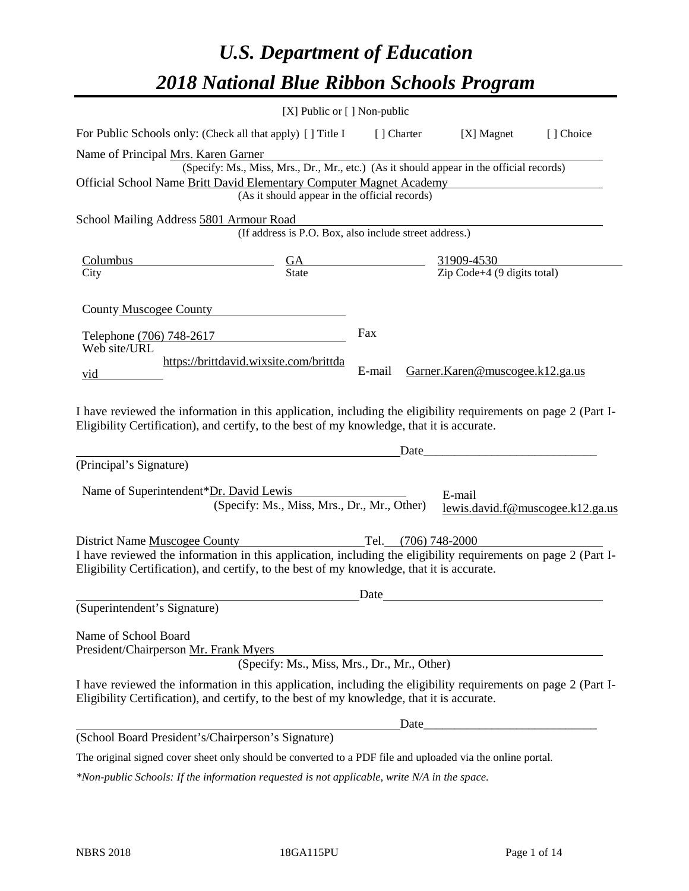# *U.S. Department of Education*

# *2018 National Blue Ribbon Schools Program*

[X] Public or [ ] Non-public

For Public Schools only: (Check all that apply) [ ] Title I [ ] Charter [X] Magnet [ ] Choice

Name of Principal Mrs. Karen Garner
(Specify: Ms., Miss, Mrs., Dr., Mr., etc.) (As it should appear in the official records)

Official School Name Britt David Elementary Computer Magnet Academy
(As it should appear in the official records)

School Mailing Address 5801 Armour Road
(If address is P.O. Box, also include street address.)

| Columbus | GA | 31909-4530 |
|---|---|---|
| City | State | Zip Code+4 (9 digits total) |

County Muscogee County

Telephone (706) 748-2617 Fax

Web site/URL https://brittdavid.wixsite.com/brittdavid E-mail Garner.Karen@muscogee.k12.ga.us

I have reviewed the information in this application, including the eligibility requirements on page 2 (Part I-Eligibility Certification), and certify, to the best of my knowledge, that it is accurate.

_______________________________________ Date_______________________

(Principal's Signature)

Name of Superintendent*Dr. David Lewis E-mail lewis.david.f@muscogee.k12.ga.us
(Specify: Ms., Miss, Mrs., Dr., Mr., Other)

District Name Muscogee County Tel. (706) 748-2000

I have reviewed the information in this application, including the eligibility requirements on page 2 (Part I-Eligibility Certification), and certify, to the best of my knowledge, that it is accurate.

_______________________________________ Date_______________________

(Superintendent's Signature)

Name of School Board
President/Chairperson Mr. Frank Myers
(Specify: Ms., Miss, Mrs., Dr., Mr., Other)

I have reviewed the information in this application, including the eligibility requirements on page 2 (Part I-Eligibility Certification), and certify, to the best of my knowledge, that it is accurate.

_______________________________________ Date_______________________

(School Board President's/Chairperson's Signature)

The original signed cover sheet only should be converted to a PDF file and uploaded via the online portal.

*\*Non-public Schools: If the information requested is not applicable, write N/A in the space.*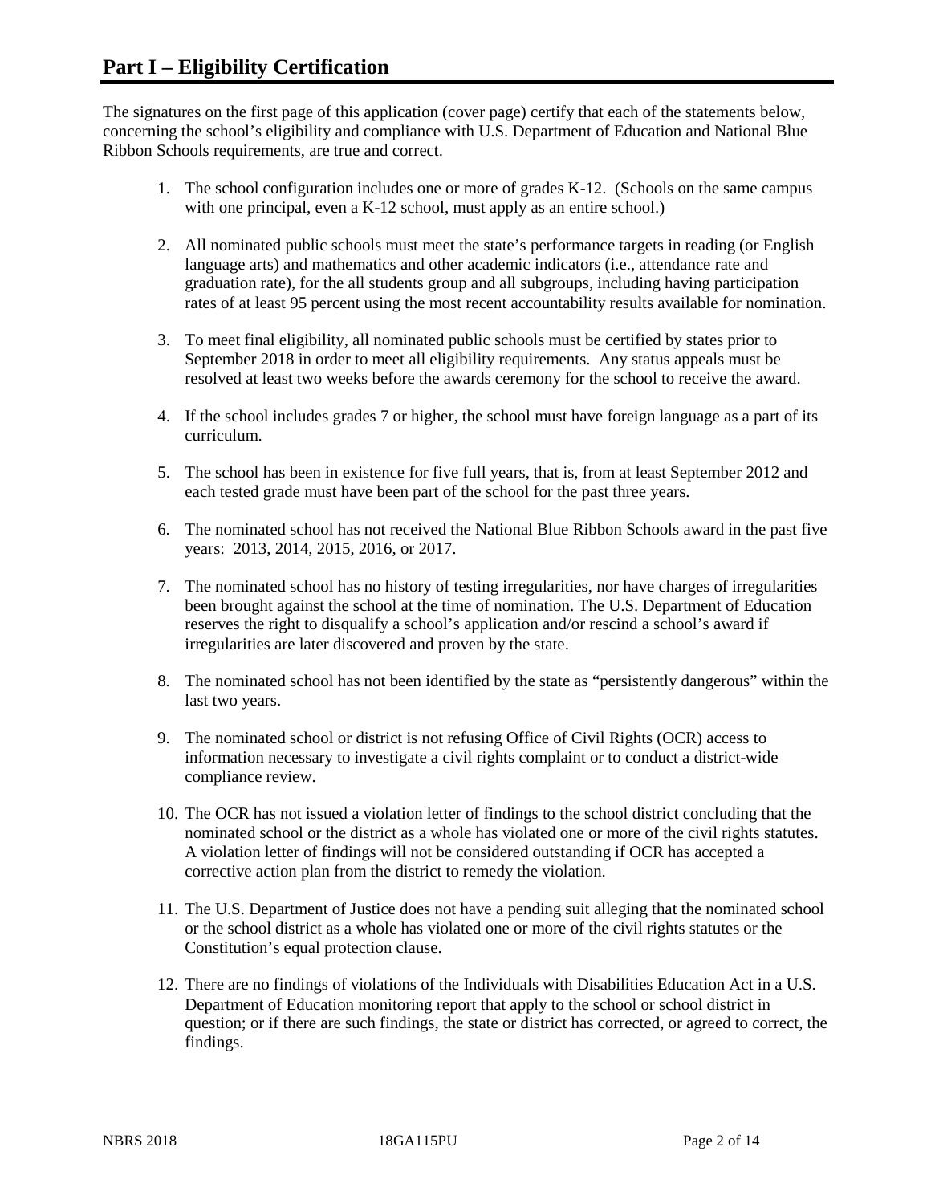# Part I – Eligibility Certification

The signatures on the first page of this application (cover page) certify that each of the statements below, concerning the school's eligibility and compliance with U.S. Department of Education and National Blue Ribbon Schools requirements, are true and correct.

1. The school configuration includes one or more of grades K-12. (Schools on the same campus with one principal, even a K-12 school, must apply as an entire school.)

2. All nominated public schools must meet the state's performance targets in reading (or English language arts) and mathematics and other academic indicators (i.e., attendance rate and graduation rate), for the all students group and all subgroups, including having participation rates of at least 95 percent using the most recent accountability results available for nomination.

3. To meet final eligibility, all nominated public schools must be certified by states prior to September 2018 in order to meet all eligibility requirements. Any status appeals must be resolved at least two weeks before the awards ceremony for the school to receive the award.

4. If the school includes grades 7 or higher, the school must have foreign language as a part of its curriculum.

5. The school has been in existence for five full years, that is, from at least September 2012 and each tested grade must have been part of the school for the past three years.

6. The nominated school has not received the National Blue Ribbon Schools award in the past five years: 2013, 2014, 2015, 2016, or 2017.

7. The nominated school has no history of testing irregularities, nor have charges of irregularities been brought against the school at the time of nomination. The U.S. Department of Education reserves the right to disqualify a school's application and/or rescind a school's award if irregularities are later discovered and proven by the state.

8. The nominated school has not been identified by the state as "persistently dangerous" within the last two years.

9. The nominated school or district is not refusing Office of Civil Rights (OCR) access to information necessary to investigate a civil rights complaint or to conduct a district-wide compliance review.

10. The OCR has not issued a violation letter of findings to the school district concluding that the nominated school or the district as a whole has violated one or more of the civil rights statutes. A violation letter of findings will not be considered outstanding if OCR has accepted a corrective action plan from the district to remedy the violation.

11. The U.S. Department of Justice does not have a pending suit alleging that the nominated school or the school district as a whole has violated one or more of the civil rights statutes or the Constitution's equal protection clause.

12. There are no findings of violations of the Individuals with Disabilities Education Act in a U.S. Department of Education monitoring report that apply to the school or school district in question; or if there are such findings, the state or district has corrected, or agreed to correct, the findings.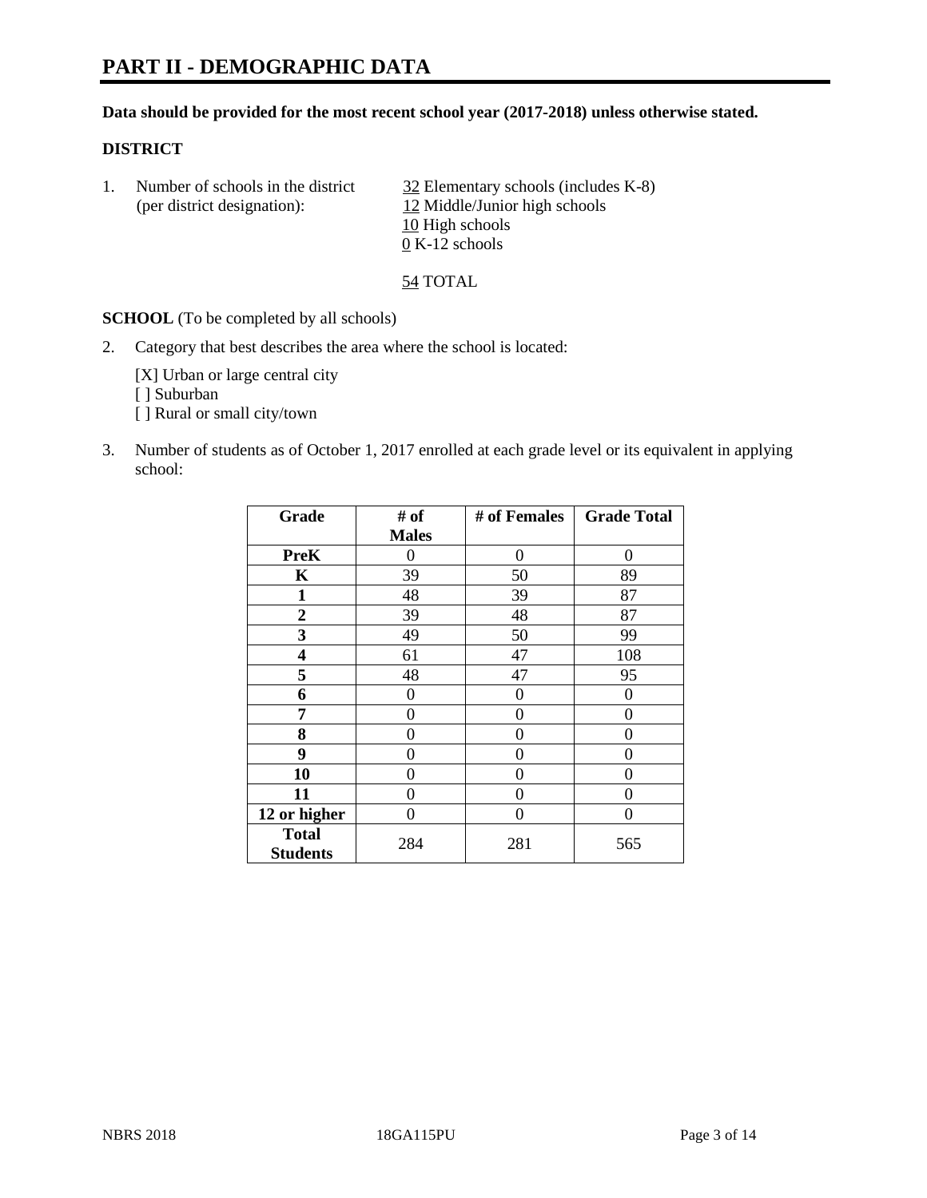# PART II - DEMOGRAPHIC DATA

**Data should be provided for the most recent school year (2017-2018) unless otherwise stated.**

**DISTRICT**

1. Number of schools in the district (per district designation):
   32 Elementary schools (includes K-8)
   12 Middle/Junior high schools
   10 High schools
   0 K-12 schools

   54 TOTAL

**SCHOOL** (To be completed by all schools)

2. Category that best describes the area where the school is located:

   [X] Urban or large central city
   [ ] Suburban
   [ ] Rural or small city/town

3. Number of students as of October 1, 2017 enrolled at each grade level or its equivalent in applying school:

| Grade | # of Males | # of Females | Grade Total |
|---|---|---|---|
| PreK | 0 | 0 | 0 |
| K | 39 | 50 | 89 |
| 1 | 48 | 39 | 87 |
| 2 | 39 | 48 | 87 |
| 3 | 49 | 50 | 99 |
| 4 | 61 | 47 | 108 |
| 5 | 48 | 47 | 95 |
| 6 | 0 | 0 | 0 |
| 7 | 0 | 0 | 0 |
| 8 | 0 | 0 | 0 |
| 9 | 0 | 0 | 0 |
| 10 | 0 | 0 | 0 |
| 11 | 0 | 0 | 0 |
| 12 or higher | 0 | 0 | 0 |
| Total Students | 284 | 281 | 565 |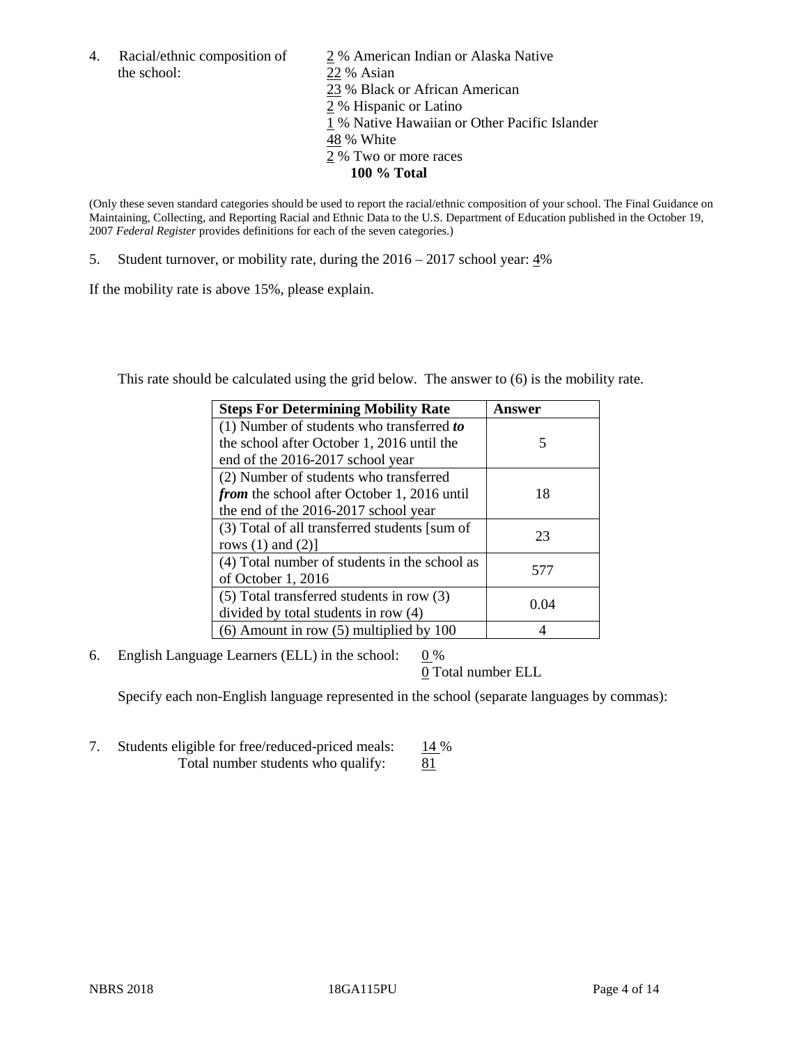4. Racial/ethnic composition of the school:

2 % American Indian or Alaska Native
22 % Asian
23 % Black or African American
2 % Hispanic or Latino
1 % Native Hawaiian or Other Pacific Islander
48 % White
2 % Two or more races
**100 % Total**

(Only these seven standard categories should be used to report the racial/ethnic composition of your school. The Final Guidance on Maintaining, Collecting, and Reporting Racial and Ethnic Data to the U.S. Department of Education published in the October 19, 2007 *Federal Register* provides definitions for each of the seven categories.)

5. Student turnover, or mobility rate, during the 2016 – 2017 school year: 4%

If the mobility rate is above 15%, please explain.

This rate should be calculated using the grid below. The answer to (6) is the mobility rate.

| **Steps For Determining Mobility Rate** | **Answer** |
|---|---|
| (1) Number of students who transferred ***to*** the school after October 1, 2016 until the end of the 2016-2017 school year | 5 |
| (2) Number of students who transferred ***from*** the school after October 1, 2016 until the end of the 2016-2017 school year | 18 |
| (3) Total of all transferred students [sum of rows (1) and (2)] | 23 |
| (4) Total number of students in the school as of October 1, 2016 | 577 |
| (5) Total transferred students in row (3) divided by total students in row (4) | 0.04 |
| (6) Amount in row (5) multiplied by 100 | 4 |

6. English Language Learners (ELL) in the school: 0 %
0 Total number ELL

Specify each non-English language represented in the school (separate languages by commas):

7. Students eligible for free/reduced-priced meals: 14 %
Total number students who qualify: 81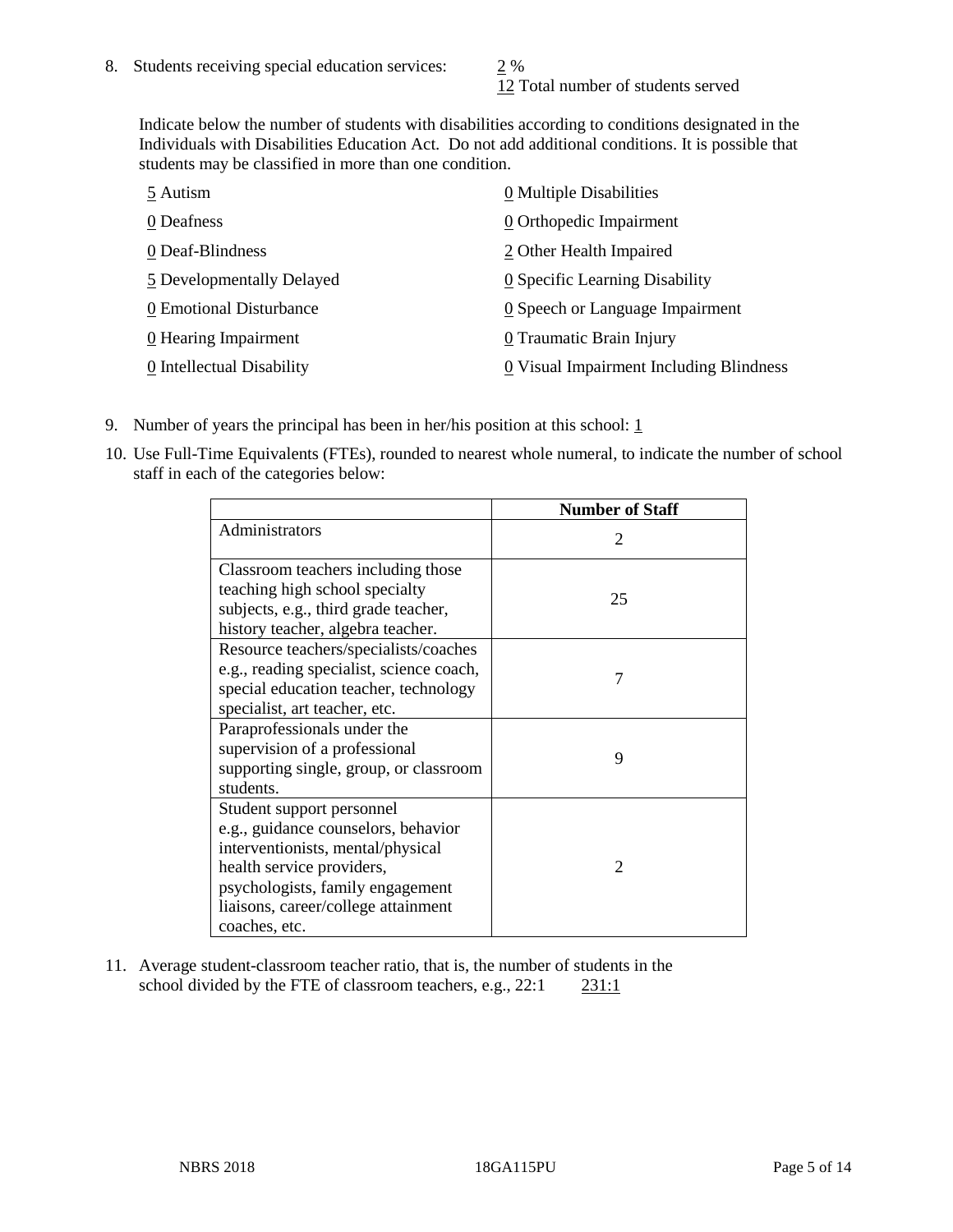8. Students receiving special education services: 2 %
   12 Total number of students served

   Indicate below the number of students with disabilities according to conditions designated in the Individuals with Disabilities Education Act. Do not add additional conditions. It is possible that students may be classified in more than one condition.

   5 Autism
   0 Deafness
   0 Deaf-Blindness
   5 Developmentally Delayed
   0 Emotional Disturbance
   0 Hearing Impairment
   0 Intellectual Disability
   0 Multiple Disabilities
   0 Orthopedic Impairment
   2 Other Health Impaired
   0 Specific Learning Disability
   0 Speech or Language Impairment
   0 Traumatic Brain Injury
   0 Visual Impairment Including Blindness

9. Number of years the principal has been in her/his position at this school: 1

10. Use Full-Time Equivalents (FTEs), rounded to nearest whole numeral, to indicate the number of school staff in each of the categories below:

| | Number of Staff |
|---|---|
| Administrators | 2 |
| Classroom teachers including those teaching high school specialty subjects, e.g., third grade teacher, history teacher, algebra teacher. | 25 |
| Resource teachers/specialists/coaches e.g., reading specialist, science coach, special education teacher, technology specialist, art teacher, etc. | 7 |
| Paraprofessionals under the supervision of a professional supporting single, group, or classroom students. | 9 |
| Student support personnel e.g., guidance counselors, behavior interventionists, mental/physical health service providers, psychologists, family engagement liaisons, career/college attainment coaches, etc. | 2 |

11. Average student-classroom teacher ratio, that is, the number of students in the school divided by the FTE of classroom teachers, e.g., 22:1 231:1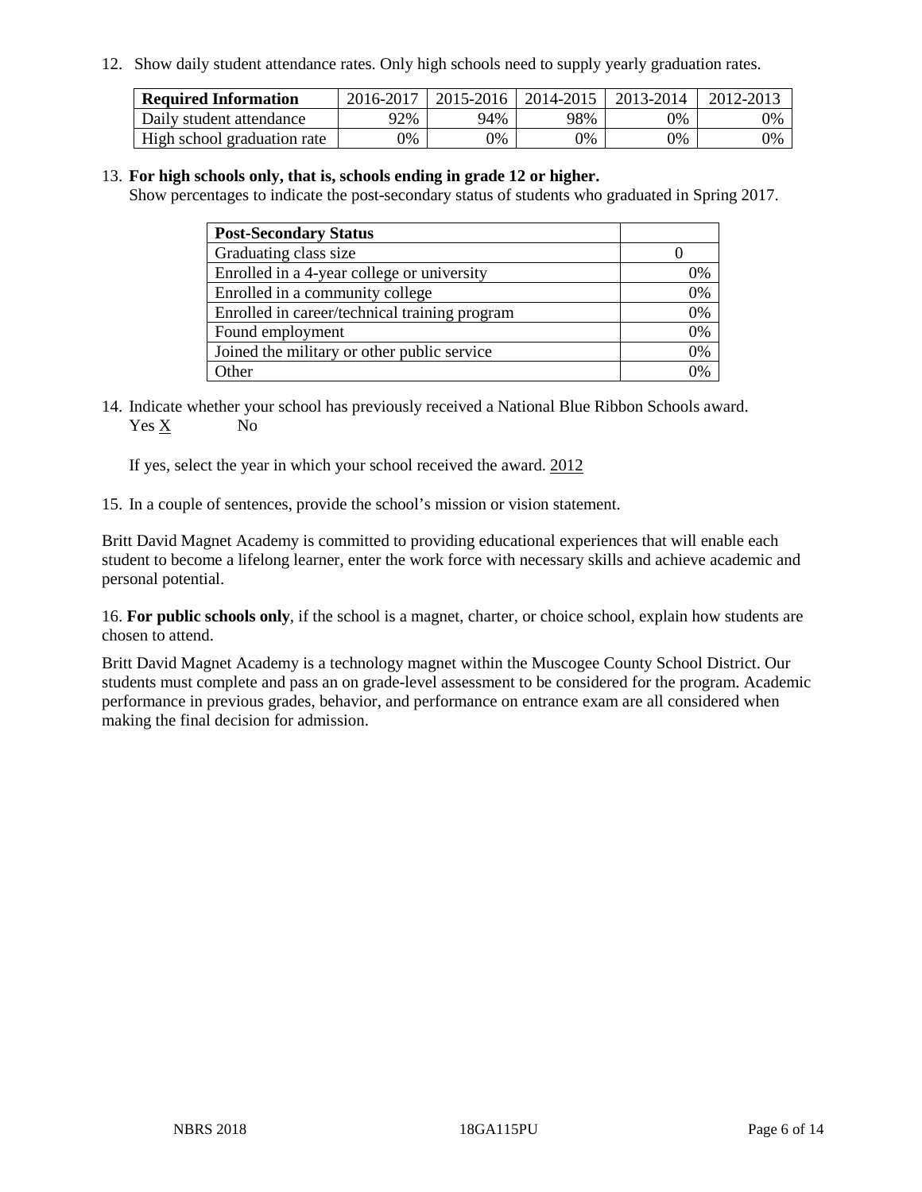12. Show daily student attendance rates. Only high schools need to supply yearly graduation rates.

| Required Information | 2016-2017 | 2015-2016 | 2014-2015 | 2013-2014 | 2012-2013 |
|---|---|---|---|---|---|
| Daily student attendance | 92% | 94% | 98% | 0% | 0% |
| High school graduation rate | 0% | 0% | 0% | 0% | 0% |

13. **For high schools only, that is, schools ending in grade 12 or higher.**
Show percentages to indicate the post-secondary status of students who graduated in Spring 2017.

| Post-Secondary Status | |
|---|---|
| Graduating class size | 0 |
| Enrolled in a 4-year college or university | 0% |
| Enrolled in a community college | 0% |
| Enrolled in career/technical training program | 0% |
| Found employment | 0% |
| Joined the military or other public service | 0% |
| Other | 0% |

14. Indicate whether your school has previously received a National Blue Ribbon Schools award.
Yes X No

If yes, select the year in which your school received the award. 2012

15. In a couple of sentences, provide the school's mission or vision statement.

Britt David Magnet Academy is committed to providing educational experiences that will enable each student to become a lifelong learner, enter the work force with necessary skills and achieve academic and personal potential.

16. **For public schools only**, if the school is a magnet, charter, or choice school, explain how students are chosen to attend.

Britt David Magnet Academy is a technology magnet within the Muscogee County School District. Our students must complete and pass an on grade-level assessment to be considered for the program. Academic performance in previous grades, behavior, and performance on entrance exam are all considered when making the final decision for admission.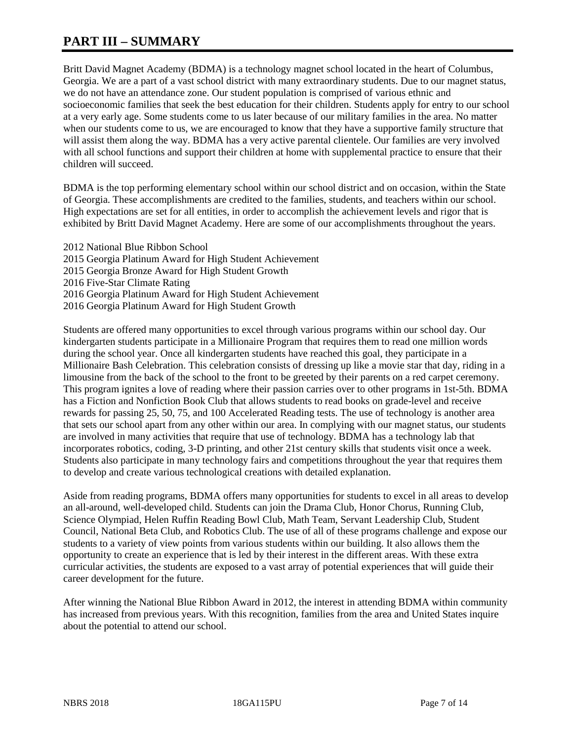# PART III – SUMMARY

Britt David Magnet Academy (BDMA) is a technology magnet school located in the heart of Columbus, Georgia. We are a part of a vast school district with many extraordinary students. Due to our magnet status, we do not have an attendance zone. Our student population is comprised of various ethnic and socioeconomic families that seek the best education for their children. Students apply for entry to our school at a very early age. Some students come to us later because of our military families in the area. No matter when our students come to us, we are encouraged to know that they have a supportive family structure that will assist them along the way. BDMA has a very active parental clientele. Our families are very involved with all school functions and support their children at home with supplemental practice to ensure that their children will succeed.

BDMA is the top performing elementary school within our school district and on occasion, within the State of Georgia. These accomplishments are credited to the families, students, and teachers within our school. High expectations are set for all entities, in order to accomplish the achievement levels and rigor that is exhibited by Britt David Magnet Academy. Here are some of our accomplishments throughout the years.

2012 National Blue Ribbon School
2015 Georgia Platinum Award for High Student Achievement
2015 Georgia Bronze Award for High Student Growth
2016 Five-Star Climate Rating
2016 Georgia Platinum Award for High Student Achievement
2016 Georgia Platinum Award for High Student Growth

Students are offered many opportunities to excel through various programs within our school day. Our kindergarten students participate in a Millionaire Program that requires them to read one million words during the school year. Once all kindergarten students have reached this goal, they participate in a Millionaire Bash Celebration. This celebration consists of dressing up like a movie star that day, riding in a limousine from the back of the school to the front to be greeted by their parents on a red carpet ceremony. This program ignites a love of reading where their passion carries over to other programs in 1st-5th. BDMA has a Fiction and Nonfiction Book Club that allows students to read books on grade-level and receive rewards for passing 25, 50, 75, and 100 Accelerated Reading tests. The use of technology is another area that sets our school apart from any other within our area. In complying with our magnet status, our students are involved in many activities that require that use of technology. BDMA has a technology lab that incorporates robotics, coding, 3-D printing, and other 21st century skills that students visit once a week. Students also participate in many technology fairs and competitions throughout the year that requires them to develop and create various technological creations with detailed explanation.

Aside from reading programs, BDMA offers many opportunities for students to excel in all areas to develop an all-around, well-developed child. Students can join the Drama Club, Honor Chorus, Running Club, Science Olympiad, Helen Ruffin Reading Bowl Club, Math Team, Servant Leadership Club, Student Council, National Beta Club, and Robotics Club. The use of all of these programs challenge and expose our students to a variety of view points from various students within our building. It also allows them the opportunity to create an experience that is led by their interest in the different areas. With these extra curricular activities, the students are exposed to a vast array of potential experiences that will guide their career development for the future.

After winning the National Blue Ribbon Award in 2012, the interest in attending BDMA within community has increased from previous years. With this recognition, families from the area and United States inquire about the potential to attend our school.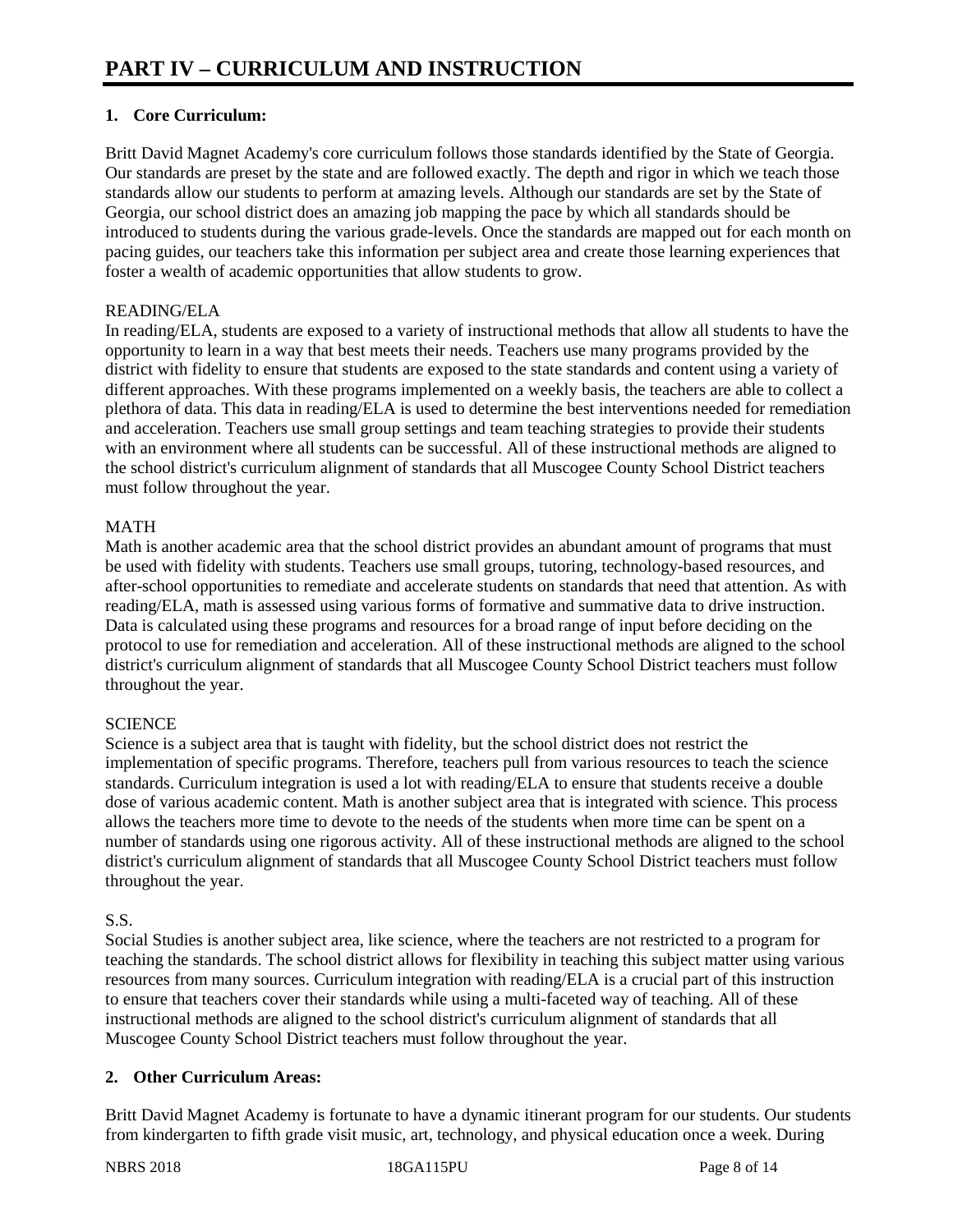# PART IV – CURRICULUM AND INSTRUCTION

**1. Core Curriculum:**

Britt David Magnet Academy's core curriculum follows those standards identified by the State of Georgia. Our standards are preset by the state and are followed exactly. The depth and rigor in which we teach those standards allow our students to perform at amazing levels. Although our standards are set by the State of Georgia, our school district does an amazing job mapping the pace by which all standards should be introduced to students during the various grade-levels. Once the standards are mapped out for each month on pacing guides, our teachers take this information per subject area and create those learning experiences that foster a wealth of academic opportunities that allow students to grow.

READING/ELA
In reading/ELA, students are exposed to a variety of instructional methods that allow all students to have the opportunity to learn in a way that best meets their needs. Teachers use many programs provided by the district with fidelity to ensure that students are exposed to the state standards and content using a variety of different approaches. With these programs implemented on a weekly basis, the teachers are able to collect a plethora of data. This data in reading/ELA is used to determine the best interventions needed for remediation and acceleration. Teachers use small group settings and team teaching strategies to provide their students with an environment where all students can be successful. All of these instructional methods are aligned to the school district's curriculum alignment of standards that all Muscogee County School District teachers must follow throughout the year.

MATH
Math is another academic area that the school district provides an abundant amount of programs that must be used with fidelity with students. Teachers use small groups, tutoring, technology-based resources, and after-school opportunities to remediate and accelerate students on standards that need that attention. As with reading/ELA, math is assessed using various forms of formative and summative data to drive instruction. Data is calculated using these programs and resources for a broad range of input before deciding on the protocol to use for remediation and acceleration. All of these instructional methods are aligned to the school district's curriculum alignment of standards that all Muscogee County School District teachers must follow throughout the year.

SCIENCE
Science is a subject area that is taught with fidelity, but the school district does not restrict the implementation of specific programs. Therefore, teachers pull from various resources to teach the science standards. Curriculum integration is used a lot with reading/ELA to ensure that students receive a double dose of various academic content. Math is another subject area that is integrated with science. This process allows the teachers more time to devote to the needs of the students when more time can be spent on a number of standards using one rigorous activity. All of these instructional methods are aligned to the school district's curriculum alignment of standards that all Muscogee County School District teachers must follow throughout the year.

S.S.
Social Studies is another subject area, like science, where the teachers are not restricted to a program for teaching the standards. The school district allows for flexibility in teaching this subject matter using various resources from many sources. Curriculum integration with reading/ELA is a crucial part of this instruction to ensure that teachers cover their standards while using a multi-faceted way of teaching. All of these instructional methods are aligned to the school district's curriculum alignment of standards that all Muscogee County School District teachers must follow throughout the year.

**2. Other Curriculum Areas:**

Britt David Magnet Academy is fortunate to have a dynamic itinerant program for our students. Our students from kindergarten to fifth grade visit music, art, technology, and physical education once a week. During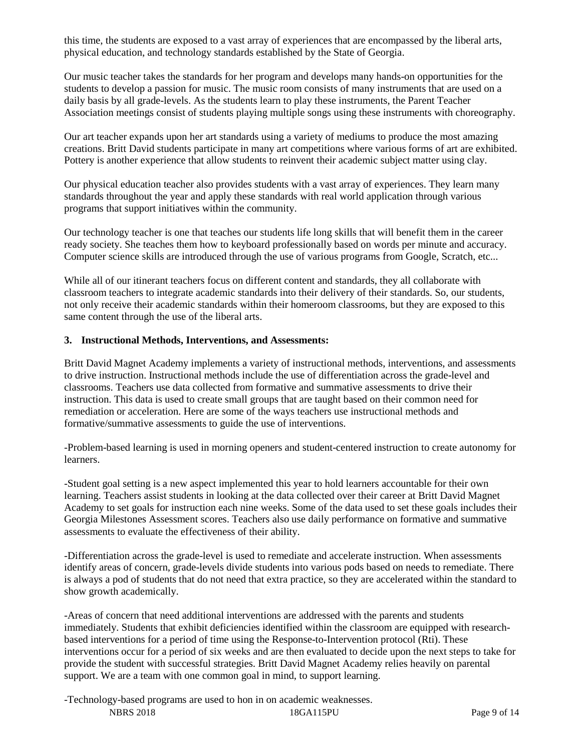this time, the students are exposed to a vast array of experiences that are encompassed by the liberal arts, physical education, and technology standards established by the State of Georgia.

Our music teacher takes the standards for her program and develops many hands-on opportunities for the students to develop a passion for music. The music room consists of many instruments that are used on a daily basis by all grade-levels. As the students learn to play these instruments, the Parent Teacher Association meetings consist of students playing multiple songs using these instruments with choreography.

Our art teacher expands upon her art standards using a variety of mediums to produce the most amazing creations. Britt David students participate in many art competitions where various forms of art are exhibited. Pottery is another experience that allow students to reinvent their academic subject matter using clay.

Our physical education teacher also provides students with a vast array of experiences. They learn many standards throughout the year and apply these standards with real world application through various programs that support initiatives within the community.

Our technology teacher is one that teaches our students life long skills that will benefit them in the career ready society. She teaches them how to keyboard professionally based on words per minute and accuracy. Computer science skills are introduced through the use of various programs from Google, Scratch, etc...

While all of our itinerant teachers focus on different content and standards, they all collaborate with classroom teachers to integrate academic standards into their delivery of their standards. So, our students, not only receive their academic standards within their homeroom classrooms, but they are exposed to this same content through the use of the liberal arts.

**3. Instructional Methods, Interventions, and Assessments:**

Britt David Magnet Academy implements a variety of instructional methods, interventions, and assessments to drive instruction. Instructional methods include the use of differentiation across the grade-level and classrooms. Teachers use data collected from formative and summative assessments to drive their instruction. This data is used to create small groups that are taught based on their common need for remediation or acceleration. Here are some of the ways teachers use instructional methods and formative/summative assessments to guide the use of interventions.

-Problem-based learning is used in morning openers and student-centered instruction to create autonomy for learners.

-Student goal setting is a new aspect implemented this year to hold learners accountable for their own learning. Teachers assist students in looking at the data collected over their career at Britt David Magnet Academy to set goals for instruction each nine weeks. Some of the data used to set these goals includes their Georgia Milestones Assessment scores. Teachers also use daily performance on formative and summative assessments to evaluate the effectiveness of their ability.

-Differentiation across the grade-level is used to remediate and accelerate instruction. When assessments identify areas of concern, grade-levels divide students into various pods based on needs to remediate. There is always a pod of students that do not need that extra practice, so they are accelerated within the standard to show growth academically.

-Areas of concern that need additional interventions are addressed with the parents and students immediately. Students that exhibit deficiencies identified within the classroom are equipped with research-based interventions for a period of time using the Response-to-Intervention protocol (Rti). These interventions occur for a period of six weeks and are then evaluated to decide upon the next steps to take for provide the student with successful strategies. Britt David Magnet Academy relies heavily on parental support. We are a team with one common goal in mind, to support learning.

-Technology-based programs are used to hon in on academic weaknesses.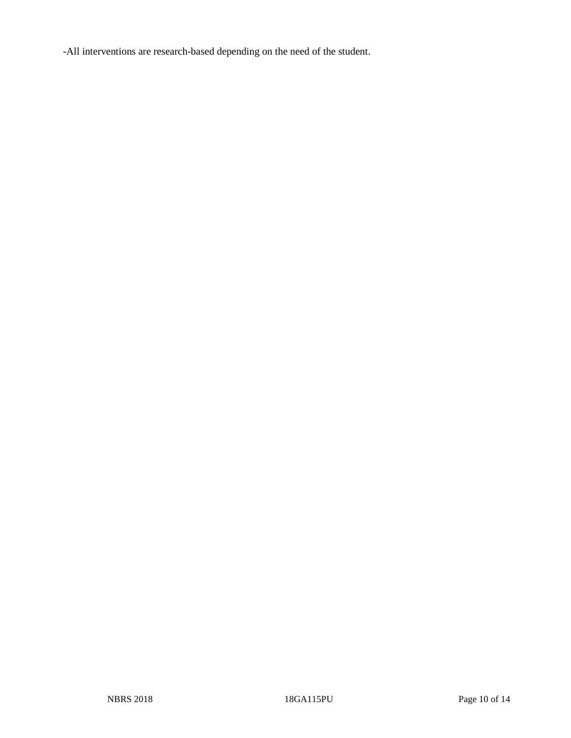-All interventions are research-based depending on the need of the student.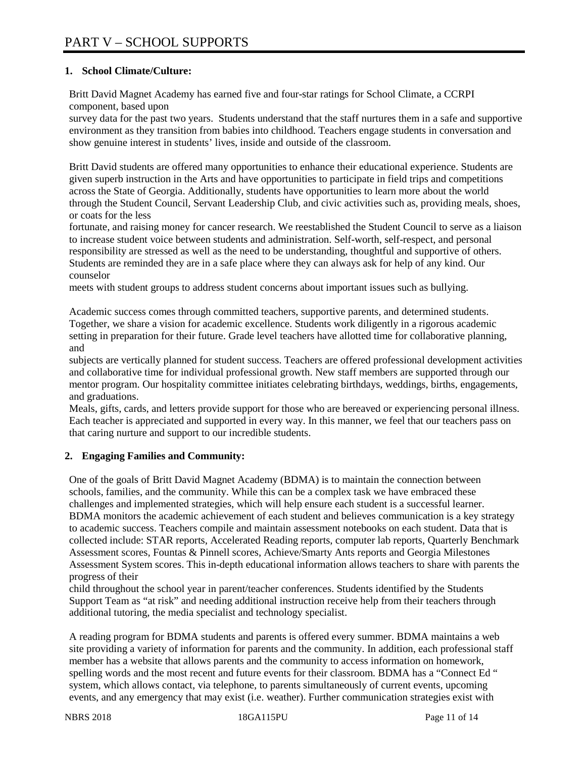# PART V – SCHOOL SUPPORTS

**1. School Climate/Culture:**

Britt David Magnet Academy has earned five and four-star ratings for School Climate, a CCRPI component, based upon survey data for the past two years. Students understand that the staff nurtures them in a safe and supportive environment as they transition from babies into childhood. Teachers engage students in conversation and show genuine interest in students' lives, inside and outside of the classroom.

Britt David students are offered many opportunities to enhance their educational experience. Students are given superb instruction in the Arts and have opportunities to participate in field trips and competitions across the State of Georgia. Additionally, students have opportunities to learn more about the world through the Student Council, Servant Leadership Club, and civic activities such as, providing meals, shoes, or coats for the less fortunate, and raising money for cancer research. We reestablished the Student Council to serve as a liaison to increase student voice between students and administration. Self-worth, self-respect, and personal responsibility are stressed as well as the need to be understanding, thoughtful and supportive of others. Students are reminded they are in a safe place where they can always ask for help of any kind. Our counselor meets with student groups to address student concerns about important issues such as bullying.

Academic success comes through committed teachers, supportive parents, and determined students. Together, we share a vision for academic excellence. Students work diligently in a rigorous academic setting in preparation for their future. Grade level teachers have allotted time for collaborative planning, and subjects are vertically planned for student success. Teachers are offered professional development activities and collaborative time for individual professional growth. New staff members are supported through our mentor program. Our hospitality committee initiates celebrating birthdays, weddings, births, engagements, and graduations.
Meals, gifts, cards, and letters provide support for those who are bereaved or experiencing personal illness. Each teacher is appreciated and supported in every way. In this manner, we feel that our teachers pass on that caring nurture and support to our incredible students.

**2. Engaging Families and Community:**

One of the goals of Britt David Magnet Academy (BDMA) is to maintain the connection between schools, families, and the community. While this can be a complex task we have embraced these challenges and implemented strategies, which will help ensure each student is a successful learner. BDMA monitors the academic achievement of each student and believes communication is a key strategy to academic success. Teachers compile and maintain assessment notebooks on each student. Data that is collected include: STAR reports, Accelerated Reading reports, computer lab reports, Quarterly Benchmark Assessment scores, Fountas & Pinnell scores, Achieve/Smarty Ants reports and Georgia Milestones Assessment System scores. This in-depth educational information allows teachers to share with parents the progress of their child throughout the school year in parent/teacher conferences. Students identified by the Students Support Team as "at risk" and needing additional instruction receive help from their teachers through additional tutoring, the media specialist and technology specialist.

A reading program for BDMA students and parents is offered every summer. BDMA maintains a web site providing a variety of information for parents and the community. In addition, each professional staff member has a website that allows parents and the community to access information on homework, spelling words and the most recent and future events for their classroom. BDMA has a "Connect Ed " system, which allows contact, via telephone, to parents simultaneously of current events, upcoming events, and any emergency that may exist (i.e. weather). Further communication strategies exist with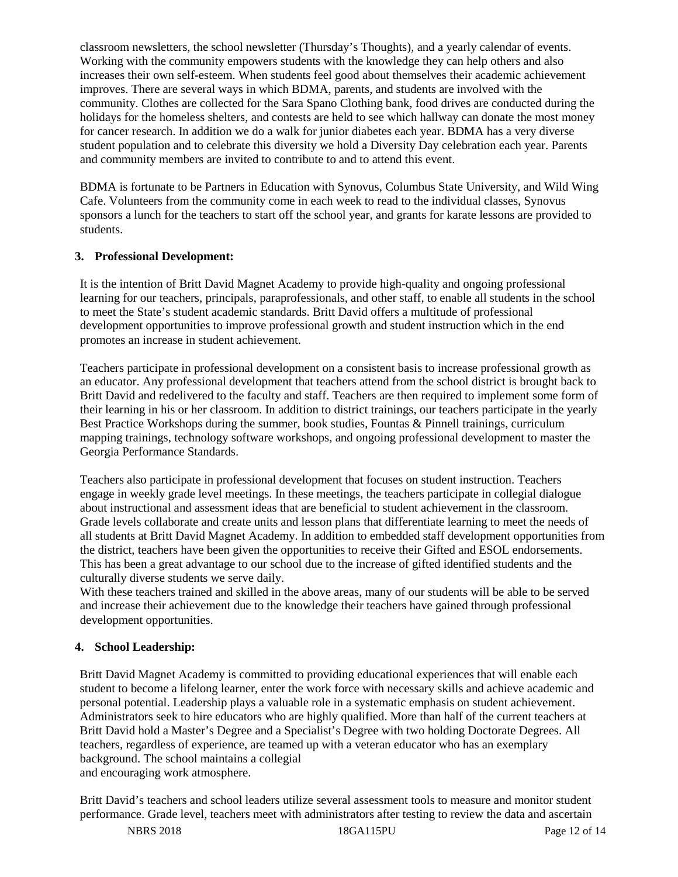classroom newsletters, the school newsletter (Thursday's Thoughts), and a yearly calendar of events. Working with the community empowers students with the knowledge they can help others and also increases their own self-esteem. When students feel good about themselves their academic achievement improves. There are several ways in which BDMA, parents, and students are involved with the community. Clothes are collected for the Sara Spano Clothing bank, food drives are conducted during the holidays for the homeless shelters, and contests are held to see which hallway can donate the most money for cancer research. In addition we do a walk for junior diabetes each year. BDMA has a very diverse student population and to celebrate this diversity we hold a Diversity Day celebration each year. Parents and community members are invited to contribute to and to attend this event.

BDMA is fortunate to be Partners in Education with Synovus, Columbus State University, and Wild Wing Cafe. Volunteers from the community come in each week to read to the individual classes, Synovus sponsors a lunch for the teachers to start off the school year, and grants for karate lessons are provided to students.

**3. Professional Development:**

It is the intention of Britt David Magnet Academy to provide high-quality and ongoing professional learning for our teachers, principals, paraprofessionals, and other staff, to enable all students in the school to meet the State's student academic standards. Britt David offers a multitude of professional development opportunities to improve professional growth and student instruction which in the end promotes an increase in student achievement.

Teachers participate in professional development on a consistent basis to increase professional growth as an educator. Any professional development that teachers attend from the school district is brought back to Britt David and redelivered to the faculty and staff. Teachers are then required to implement some form of their learning in his or her classroom. In addition to district trainings, our teachers participate in the yearly Best Practice Workshops during the summer, book studies, Fountas & Pinnell trainings, curriculum mapping trainings, technology software workshops, and ongoing professional development to master the Georgia Performance Standards.

Teachers also participate in professional development that focuses on student instruction. Teachers engage in weekly grade level meetings. In these meetings, the teachers participate in collegial dialogue about instructional and assessment ideas that are beneficial to student achievement in the classroom. Grade levels collaborate and create units and lesson plans that differentiate learning to meet the needs of all students at Britt David Magnet Academy. In addition to embedded staff development opportunities from the district, teachers have been given the opportunities to receive their Gifted and ESOL endorsements. This has been a great advantage to our school due to the increase of gifted identified students and the culturally diverse students we serve daily.

With these teachers trained and skilled in the above areas, many of our students will be able to be served and increase their achievement due to the knowledge their teachers have gained through professional development opportunities.

**4. School Leadership:**

Britt David Magnet Academy is committed to providing educational experiences that will enable each student to become a lifelong learner, enter the work force with necessary skills and achieve academic and personal potential. Leadership plays a valuable role in a systematic emphasis on student achievement. Administrators seek to hire educators who are highly qualified. More than half of the current teachers at Britt David hold a Master's Degree and a Specialist's Degree with two holding Doctorate Degrees. All teachers, regardless of experience, are teamed up with a veteran educator who has an exemplary background. The school maintains a collegial and encouraging work atmosphere.

Britt David's teachers and school leaders utilize several assessment tools to measure and monitor student performance. Grade level, teachers meet with administrators after testing to review the data and ascertain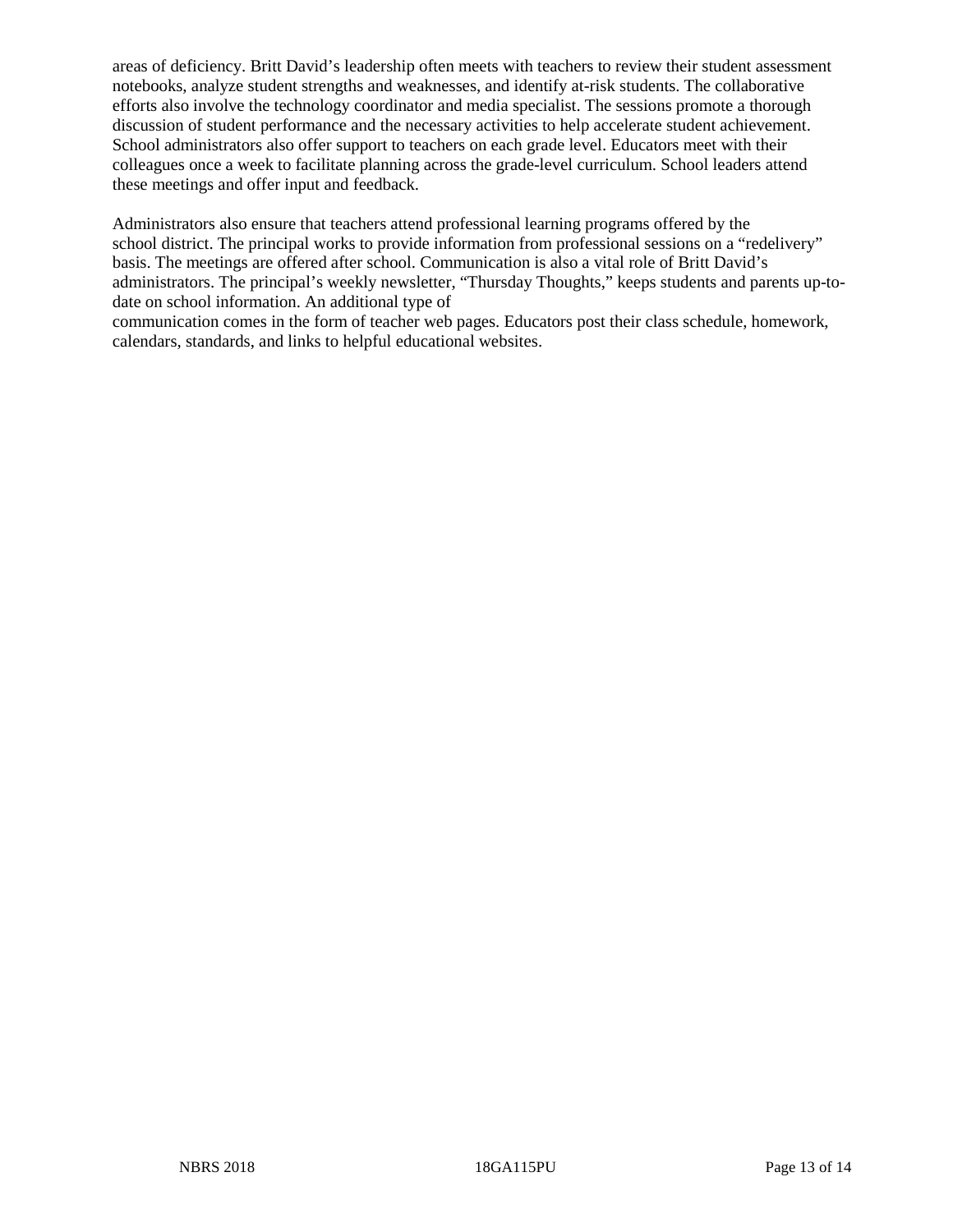areas of deficiency. Britt David's leadership often meets with teachers to review their student assessment notebooks, analyze student strengths and weaknesses, and identify at-risk students. The collaborative efforts also involve the technology coordinator and media specialist. The sessions promote a thorough discussion of student performance and the necessary activities to help accelerate student achievement. School administrators also offer support to teachers on each grade level. Educators meet with their colleagues once a week to facilitate planning across the grade-level curriculum. School leaders attend these meetings and offer input and feedback.

Administrators also ensure that teachers attend professional learning programs offered by the school district. The principal works to provide information from professional sessions on a "redelivery" basis. The meetings are offered after school. Communication is also a vital role of Britt David's administrators. The principal's weekly newsletter, "Thursday Thoughts," keeps students and parents up-to-date on school information. An additional type of communication comes in the form of teacher web pages. Educators post their class schedule, homework, calendars, standards, and links to helpful educational websites.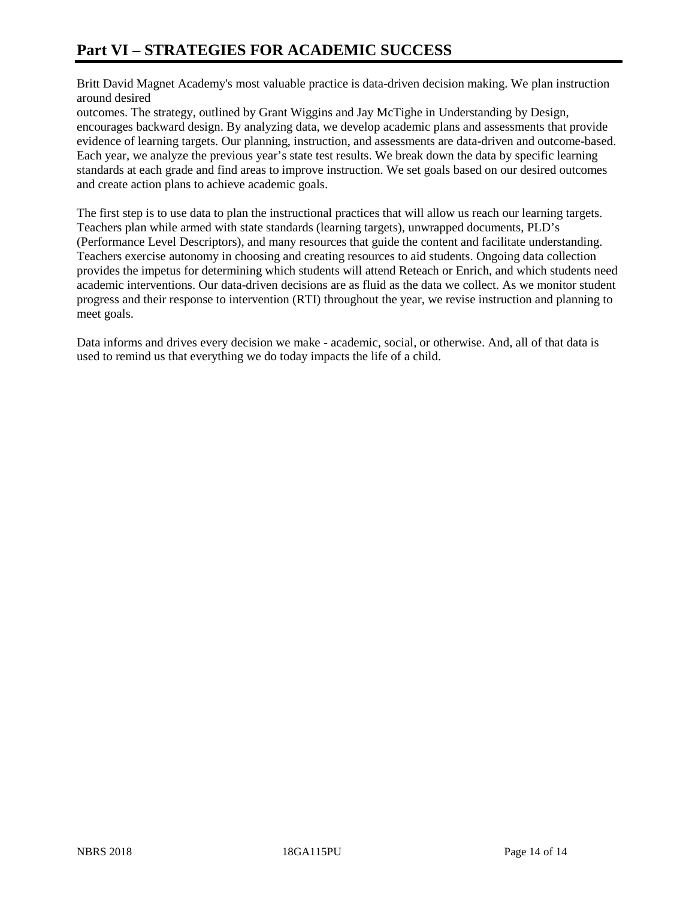# Part VI – STRATEGIES FOR ACADEMIC SUCCESS

Britt David Magnet Academy's most valuable practice is data-driven decision making. We plan instruction around desired outcomes. The strategy, outlined by Grant Wiggins and Jay McTighe in Understanding by Design, encourages backward design. By analyzing data, we develop academic plans and assessments that provide evidence of learning targets. Our planning, instruction, and assessments are data-driven and outcome-based. Each year, we analyze the previous year's state test results. We break down the data by specific learning standards at each grade and find areas to improve instruction. We set goals based on our desired outcomes and create action plans to achieve academic goals.

The first step is to use data to plan the instructional practices that will allow us reach our learning targets. Teachers plan while armed with state standards (learning targets), unwrapped documents, PLD's (Performance Level Descriptors), and many resources that guide the content and facilitate understanding. Teachers exercise autonomy in choosing and creating resources to aid students. Ongoing data collection provides the impetus for determining which students will attend Reteach or Enrich, and which students need academic interventions. Our data-driven decisions are as fluid as the data we collect. As we monitor student progress and their response to intervention (RTI) throughout the year, we revise instruction and planning to meet goals.

Data informs and drives every decision we make - academic, social, or otherwise. And, all of that data is used to remind us that everything we do today impacts the life of a child.